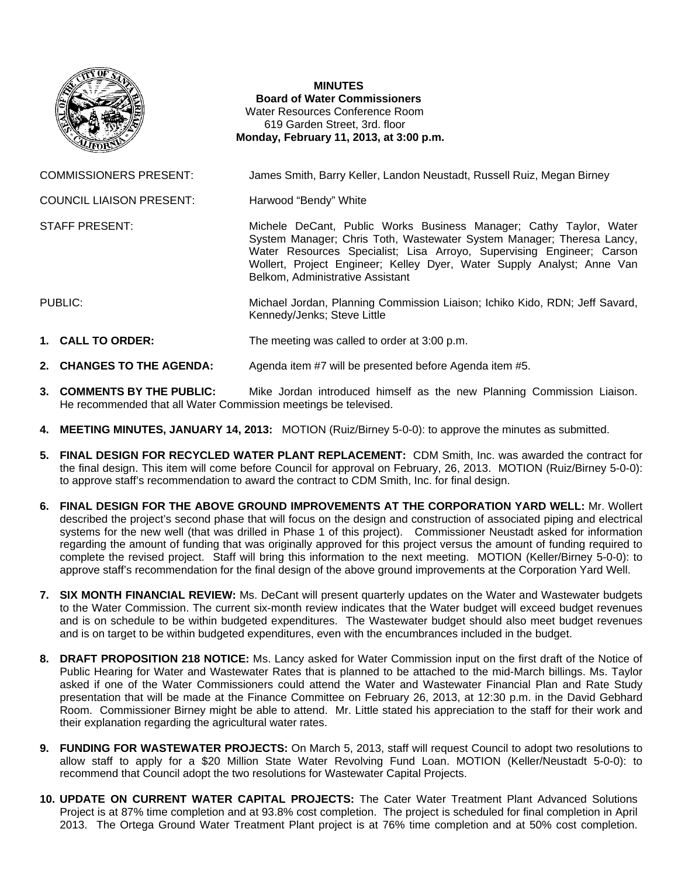**MINUTES**
**Board of Water Commissioners**
Water Resources Conference Room
619 Garden Street, 3rd. floor
**Monday, February 11, 2013, at 3:00 p.m.**

COMMISSIONERS PRESENT: James Smith, Barry Keller, Landon Neustadt, Russell Ruiz, Megan Birney

COUNCIL LIAISON PRESENT: Harwood "Bendy" White

STAFF PRESENT: Michele DeCant, Public Works Business Manager; Cathy Taylor, Water System Manager; Chris Toth, Wastewater System Manager; Theresa Lancy, Water Resources Specialist; Lisa Arroyo, Supervising Engineer; Carson Wollert, Project Engineer; Kelley Dyer, Water Supply Analyst; Anne Van Belkom, Administrative Assistant

PUBLIC: Michael Jordan, Planning Commission Liaison; Ichiko Kido, RDN; Jeff Savard, Kennedy/Jenks; Steve Little

1. **CALL TO ORDER:** The meeting was called to order at 3:00 p.m.

2. **CHANGES TO THE AGENDA:** Agenda item #7 will be presented before Agenda item #5.

3. **COMMENTS BY THE PUBLIC:** Mike Jordan introduced himself as the new Planning Commission Liaison. He recommended that all Water Commission meetings be televised.

4. **MEETING MINUTES, JANUARY 14, 2013:** MOTION (Ruiz/Birney 5-0-0): to approve the minutes as submitted.

5. **FINAL DESIGN FOR RECYCLED WATER PLANT REPLACEMENT:** CDM Smith, Inc. was awarded the contract for the final design. This item will come before Council for approval on February, 26, 2013. MOTION (Ruiz/Birney 5-0-0): to approve staff's recommendation to award the contract to CDM Smith, Inc. for final design.

6. **FINAL DESIGN FOR THE ABOVE GROUND IMPROVEMENTS AT THE CORPORATION YARD WELL:** Mr. Wollert described the project's second phase that will focus on the design and construction of associated piping and electrical systems for the new well (that was drilled in Phase 1 of this project). Commissioner Neustadt asked for information regarding the amount of funding that was originally approved for this project versus the amount of funding required to complete the revised project. Staff will bring this information to the next meeting. MOTION (Keller/Birney 5-0-0): to approve staff's recommendation for the final design of the above ground improvements at the Corporation Yard Well.

7. **SIX MONTH FINANCIAL REVIEW:** Ms. DeCant will present quarterly updates on the Water and Wastewater budgets to the Water Commission. The current six-month review indicates that the Water budget will exceed budget revenues and is on schedule to be within budgeted expenditures. The Wastewater budget should also meet budget revenues and is on target to be within budgeted expenditures, even with the encumbrances included in the budget.

8. **DRAFT PROPOSITION 218 NOTICE:** Ms. Lancy asked for Water Commission input on the first draft of the Notice of Public Hearing for Water and Wastewater Rates that is planned to be attached to the mid-March billings. Ms. Taylor asked if one of the Water Commissioners could attend the Water and Wastewater Financial Plan and Rate Study presentation that will be made at the Finance Committee on February 26, 2013, at 12:30 p.m. in the David Gebhard Room. Commissioner Birney might be able to attend. Mr. Little stated his appreciation to the staff for their work and their explanation regarding the agricultural water rates.

9. **FUNDING FOR WASTEWATER PROJECTS:** On March 5, 2013, staff will request Council to adopt two resolutions to allow staff to apply for a $20 Million State Water Revolving Fund Loan. MOTION (Keller/Neustadt 5-0-0): to recommend that Council adopt the two resolutions for Wastewater Capital Projects.

10. **UPDATE ON CURRENT WATER CAPITAL PROJECTS:** The Cater Water Treatment Plant Advanced Solutions Project is at 87% time completion and at 93.8% cost completion. The project is scheduled for final completion in April 2013. The Ortega Ground Water Treatment Plant project is at 76% time completion and at 50% cost completion.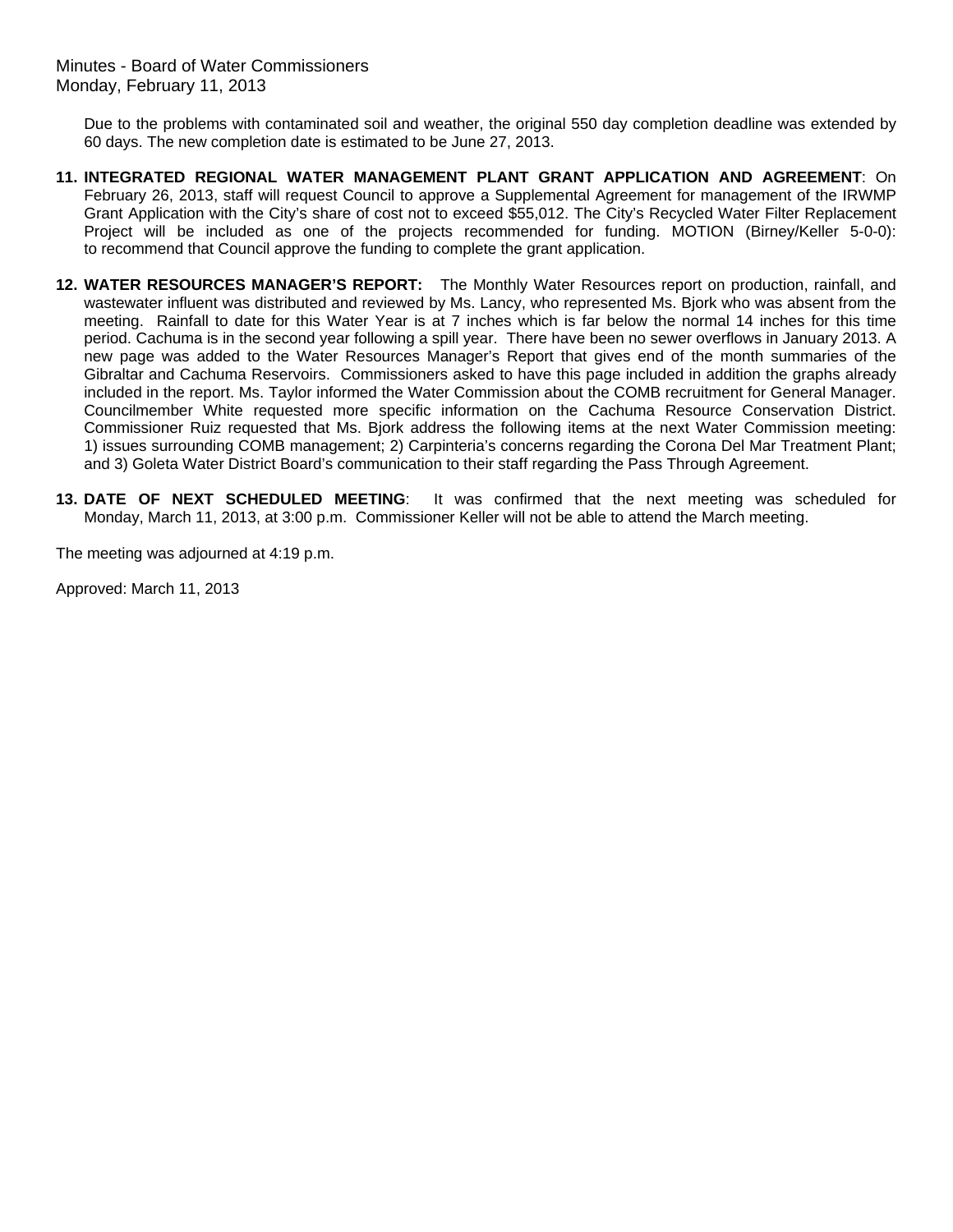Due to the problems with contaminated soil and weather, the original 550 day completion deadline was extended by 60 days. The new completion date is estimated to be June 27, 2013.

11. **INTEGRATED REGIONAL WATER MANAGEMENT PLANT GRANT APPLICATION AND AGREEMENT**: On February 26, 2013, staff will request Council to approve a Supplemental Agreement for management of the IRWMP Grant Application with the City's share of cost not to exceed $55,012. The City's Recycled Water Filter Replacement Project will be included as one of the projects recommended for funding. MOTION (Birney/Keller 5-0-0): to recommend that Council approve the funding to complete the grant application.

12. **WATER RESOURCES MANAGER'S REPORT:** The Monthly Water Resources report on production, rainfall, and wastewater influent was distributed and reviewed by Ms. Lancy, who represented Ms. Bjork who was absent from the meeting. Rainfall to date for this Water Year is at 7 inches which is far below the normal 14 inches for this time period. Cachuma is in the second year following a spill year. There have been no sewer overflows in January 2013. A new page was added to the Water Resources Manager's Report that gives end of the month summaries of the Gibraltar and Cachuma Reservoirs. Commissioners asked to have this page included in addition the graphs already included in the report. Ms. Taylor informed the Water Commission about the COMB recruitment for General Manager. Councilmember White requested more specific information on the Cachuma Resource Conservation District. Commissioner Ruiz requested that Ms. Bjork address the following items at the next Water Commission meeting: 1) issues surrounding COMB management; 2) Carpinteria's concerns regarding the Corona Del Mar Treatment Plant; and 3) Goleta Water District Board's communication to their staff regarding the Pass Through Agreement.

13. **DATE OF NEXT SCHEDULED MEETING**: It was confirmed that the next meeting was scheduled for Monday, March 11, 2013, at 3:00 p.m. Commissioner Keller will not be able to attend the March meeting.

The meeting was adjourned at 4:19 p.m.

Approved: March 11, 2013